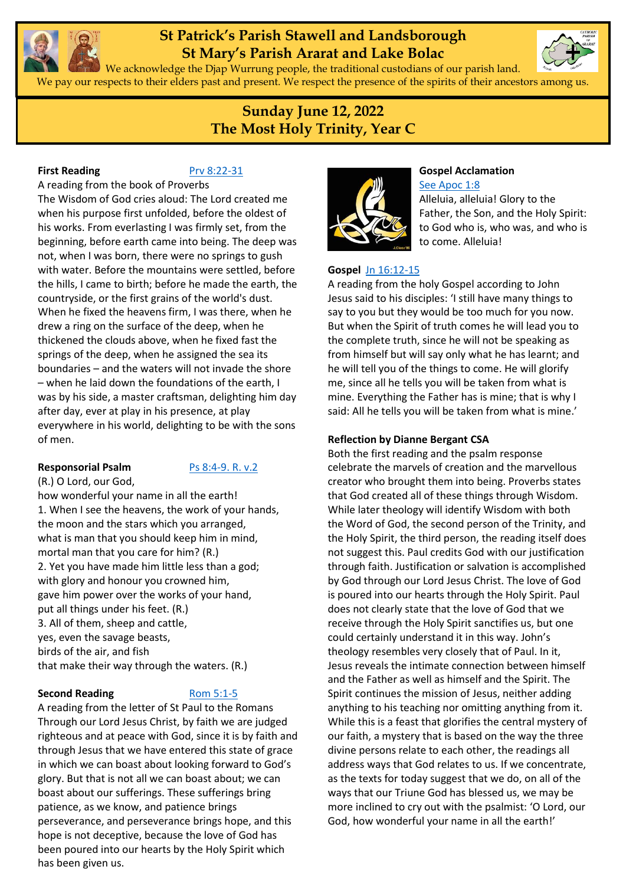# St Patrick's Parish Stawell and Landsborough
# St Mary's Parish Ararat and Lake Bolac

We acknowledge the Djap Wurrung people, the traditional custodians of our parish land. We pay our respects to their elders past and present. We respect the presence of the spirits of their ancestors among us.

## Sunday June 12, 2022
## The Most Holy Trinity, Year C

**First Reading** Prv 8:22-31

A reading from the book of Proverbs

The Wisdom of God cries aloud: The Lord created me when his purpose first unfolded, before the oldest of his works. From everlasting I was firmly set, from the beginning, before earth came into being. The deep was not, when I was born, there were no springs to gush with water. Before the mountains were settled, before the hills, I came to birth; before he made the earth, the countryside, or the first grains of the world's dust. When he fixed the heavens firm, I was there, when he drew a ring on the surface of the deep, when he thickened the clouds above, when he fixed fast the springs of the deep, when he assigned the sea its boundaries – and the waters will not invade the shore – when he laid down the foundations of the earth, I was by his side, a master craftsman, delighting him day after day, ever at play in his presence, at play everywhere in his world, delighting to be with the sons of men.

**Responsorial Psalm** Ps 8:4-9. R. v.2

(R.) O Lord, our God,
how wonderful your name in all the earth!

1. When I see the heavens, the work of your hands,
the moon and the stars which you arranged,
what is man that you should keep him in mind,
mortal man that you care for him? (R.)
2. Yet you have made him little less than a god;
with glory and honour you crowned him,
gave him power over the works of your hand,
put all things under his feet. (R.)
3. All of them, sheep and cattle,
yes, even the savage beasts,
birds of the air, and fish
that make their way through the waters. (R.)

**Second Reading** Rom 5:1-5

A reading from the letter of St Paul to the Romans

Through our Lord Jesus Christ, by faith we are judged righteous and at peace with God, since it is by faith and through Jesus that we have entered this state of grace in which we can boast about looking forward to God's glory. But that is not all we can boast about; we can boast about our sufferings. These sufferings bring patience, as we know, and patience brings perseverance, and perseverance brings hope, and this hope is not deceptive, because the love of God has been poured into our hearts by the Holy Spirit which has been given us.

**Gospel Acclamation** See Apoc 1:8

Alleluia, alleluia! Glory to the Father, the Son, and the Holy Spirit: to God who is, who was, and who is to come. Alleluia!

**Gospel** Jn 16:12-15

A reading from the holy Gospel according to John

Jesus said to his disciples: 'I still have many things to say to you but they would be too much for you now. But when the Spirit of truth comes he will lead you to the complete truth, since he will not be speaking as from himself but will say only what he has learnt; and he will tell you of the things to come. He will glorify me, since all he tells you will be taken from what is mine. Everything the Father has is mine; that is why I said: All he tells you will be taken from what is mine.'

**Reflection by Dianne Bergant CSA**

Both the first reading and the psalm response celebrate the marvels of creation and the marvellous creator who brought them into being. Proverbs states that God created all of these things through Wisdom. While later theology will identify Wisdom with both the Word of God, the second person of the Trinity, and the Holy Spirit, the third person, the reading itself does not suggest this. Paul credits God with our justification through faith. Justification or salvation is accomplished by God through our Lord Jesus Christ. The love of God is poured into our hearts through the Holy Spirit. Paul does not clearly state that the love of God that we receive through the Holy Spirit sanctifies us, but one could certainly understand it in this way. John's theology resembles very closely that of Paul. In it, Jesus reveals the intimate connection between himself and the Father as well as himself and the Spirit. The Spirit continues the mission of Jesus, neither adding anything to his teaching nor omitting anything from it. While this is a feast that glorifies the central mystery of our faith, a mystery that is based on the way the three divine persons relate to each other, the readings all address ways that God relates to us. If we concentrate, as the texts for today suggest that we do, on all of the ways that our Triune God has blessed us, we may be more inclined to cry out with the psalmist: 'O Lord, our God, how wonderful your name in all the earth!'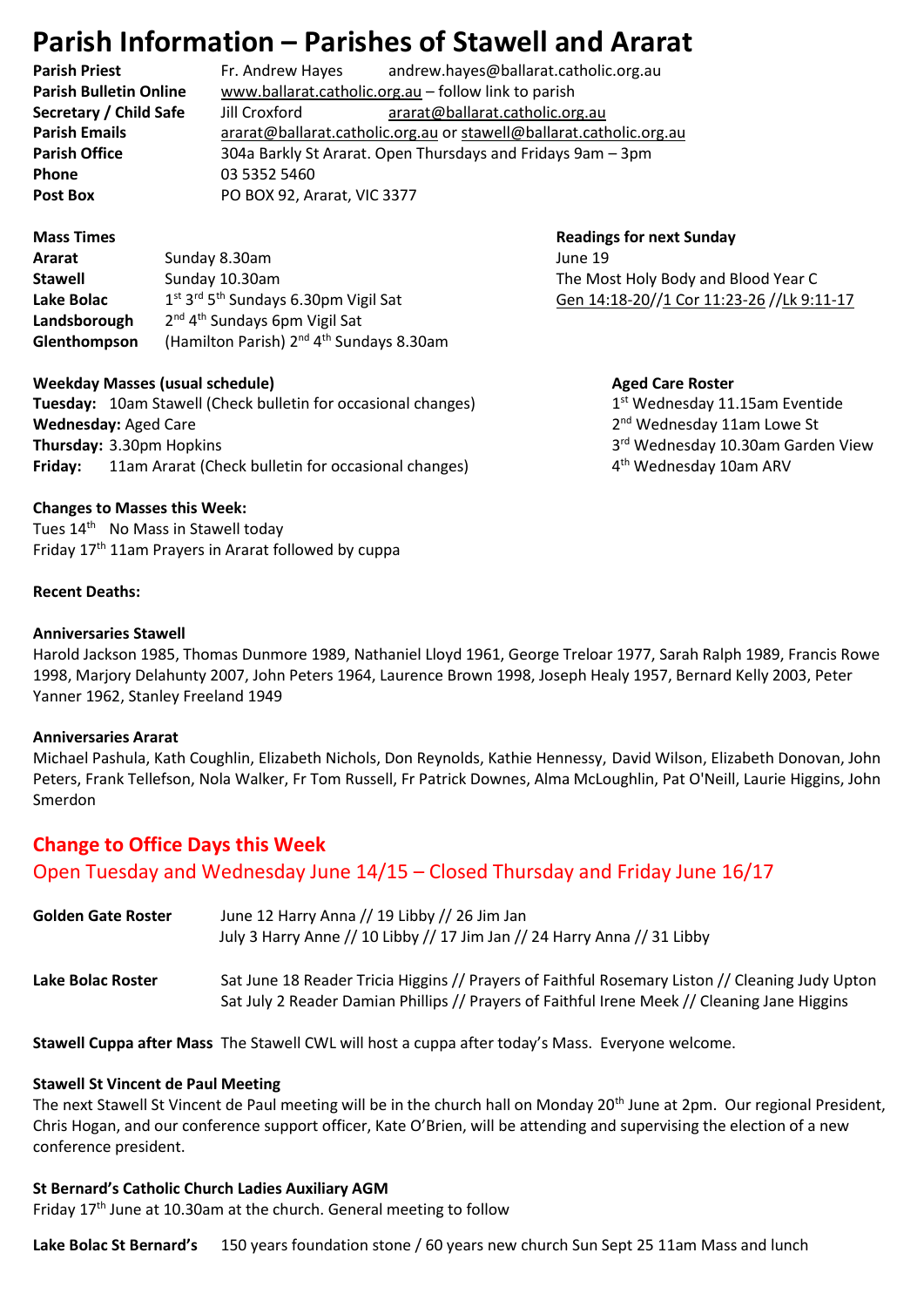# Parish Information – Parishes of Stawell and Ararat

| | | |
|---|---|---|
| **Parish Priest** | Fr. Andrew Hayes | andrew.hayes@ballarat.catholic.org.au |
| **Parish Bulletin Online** | www.ballarat.catholic.org.au – follow link to parish | |
| **Secretary / Child Safe** | Jill Croxford | ararat@ballarat.catholic.org.au |
| **Parish Emails** | ararat@ballarat.catholic.org.au or stawell@ballarat.catholic.org.au | |
| **Parish Office** | 304a Barkly St Ararat. Open Thursdays and Fridays 9am – 3pm | |
| **Phone** | 03 5352 5460 | |
| **Post Box** | PO BOX 92, Ararat, VIC 3377 | |

**Mass Times**

| | |
|---|---|
| **Ararat** | Sunday 8.30am |
| **Stawell** | Sunday 10.30am |
| **Lake Bolac** | 1st 3rd 5th Sundays 6.30pm Vigil Sat |
| **Landsborough** | 2nd 4th Sundays 6pm Vigil Sat |
| **Glenthompson** | (Hamilton Parish) 2nd 4th Sundays 8.30am |

**Readings for next Sunday**
June 19
The Most Holy Body and Blood Year C
Gen 14:18-20//1 Cor 11:23-26 //Lk 9:11-17

**Weekday Masses (usual schedule)**
**Tuesday:** 10am Stawell (Check bulletin for occasional changes)
**Wednesday:** Aged Care
**Thursday:** 3.30pm Hopkins
**Friday:** 11am Ararat (Check bulletin for occasional changes)

**Aged Care Roster**
1st Wednesday 11.15am Eventide
2nd Wednesday 11am Lowe St
3rd Wednesday 10.30am Garden View
4th Wednesday 10am ARV

**Changes to Masses this Week:**
Tues 14th No Mass in Stawell today
Friday 17th 11am Prayers in Ararat followed by cuppa

**Recent Deaths:**

**Anniversaries Stawell**
Harold Jackson 1985, Thomas Dunmore 1989, Nathaniel Lloyd 1961, George Treloar 1977, Sarah Ralph 1989, Francis Rowe 1998, Marjory Delahunty 2007, John Peters 1964, Laurence Brown 1998, Joseph Healy 1957, Bernard Kelly 2003, Peter Yanner 1962, Stanley Freeland 1949

**Anniversaries Ararat**
Michael Pashula, Kath Coughlin, Elizabeth Nichols, Don Reynolds, Kathie Hennessy, David Wilson, Elizabeth Donovan, John Peters, Frank Tellefson, Nola Walker, Fr Tom Russell, Fr Patrick Downes, Alma McLoughlin, Pat O'Neill, Laurie Higgins, John Smerdon

## Change to Office Days this Week

Open Tuesday and Wednesday June 14/15 – Closed Thursday and Friday June 16/17

**Golden Gate Roster** June 12 Harry Anna // 19 Libby // 26 Jim Jan
July 3 Harry Anne // 10 Libby // 17 Jim Jan // 24 Harry Anna // 31 Libby

**Lake Bolac Roster** Sat June 18 Reader Tricia Higgins // Prayers of Faithful Rosemary Liston // Cleaning Judy Upton
Sat July 2 Reader Damian Phillips // Prayers of Faithful Irene Meek // Cleaning Jane Higgins

**Stawell Cuppa after Mass** The Stawell CWL will host a cuppa after today's Mass. Everyone welcome.

**Stawell St Vincent de Paul Meeting**
The next Stawell St Vincent de Paul meeting will be in the church hall on Monday 20th June at 2pm. Our regional President, Chris Hogan, and our conference support officer, Kate O'Brien, will be attending and supervising the election of a new conference president.

**St Bernard's Catholic Church Ladies Auxiliary AGM**
Friday 17th June at 10.30am at the church. General meeting to follow

**Lake Bolac St Bernard's** 150 years foundation stone / 60 years new church Sun Sept 25 11am Mass and lunch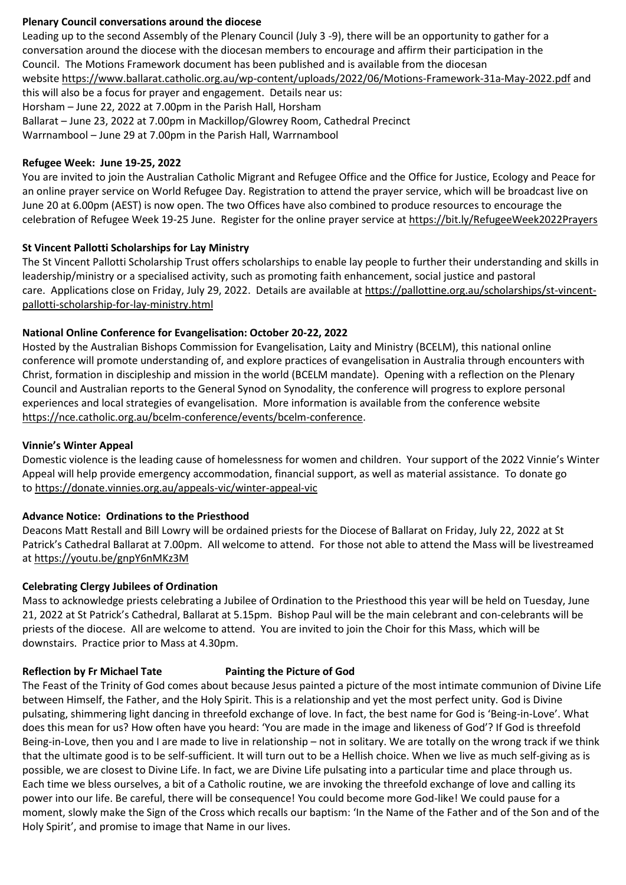**Plenary Council conversations around the diocese**

Leading up to the second Assembly of the Plenary Council (July 3 -9), there will be an opportunity to gather for a conversation around the diocese with the diocesan members to encourage and affirm their participation in the Council. The Motions Framework document has been published and is available from the diocesan website https://www.ballarat.catholic.org.au/wp-content/uploads/2022/06/Motions-Framework-31a-May-2022.pdf and this will also be a focus for prayer and engagement. Details near us:

Horsham – June 22, 2022 at 7.00pm in the Parish Hall, Horsham
Ballarat – June 23, 2022 at 7.00pm in Mackillop/Glowrey Room, Cathedral Precinct
Warrnambool – June 29 at 7.00pm in the Parish Hall, Warrnambool

**Refugee Week: June 19-25, 2022**

You are invited to join the Australian Catholic Migrant and Refugee Office and the Office for Justice, Ecology and Peace for an online prayer service on World Refugee Day. Registration to attend the prayer service, which will be broadcast live on June 20 at 6.00pm (AEST) is now open. The two Offices have also combined to produce resources to encourage the celebration of Refugee Week 19-25 June. Register for the online prayer service at https://bit.ly/RefugeeWeek2022Prayers

**St Vincent Pallotti Scholarships for Lay Ministry**

The St Vincent Pallotti Scholarship Trust offers scholarships to enable lay people to further their understanding and skills in leadership/ministry or a specialised activity, such as promoting faith enhancement, social justice and pastoral care. Applications close on Friday, July 29, 2022. Details are available at https://pallottine.org.au/scholarships/st-vincent-pallotti-scholarship-for-lay-ministry.html

**National Online Conference for Evangelisation: October 20-22, 2022**

Hosted by the Australian Bishops Commission for Evangelisation, Laity and Ministry (BCELM), this national online conference will promote understanding of, and explore practices of evangelisation in Australia through encounters with Christ, formation in discipleship and mission in the world (BCELM mandate). Opening with a reflection on the Plenary Council and Australian reports to the General Synod on Synodality, the conference will progress to explore personal experiences and local strategies of evangelisation. More information is available from the conference website https://nce.catholic.org.au/bcelm-conference/events/bcelm-conference.

**Vinnie's Winter Appeal**

Domestic violence is the leading cause of homelessness for women and children. Your support of the 2022 Vinnie's Winter Appeal will help provide emergency accommodation, financial support, as well as material assistance. To donate go to https://donate.vinnies.org.au/appeals-vic/winter-appeal-vic

**Advance Notice: Ordinations to the Priesthood**

Deacons Matt Restall and Bill Lowry will be ordained priests for the Diocese of Ballarat on Friday, July 22, 2022 at St Patrick's Cathedral Ballarat at 7.00pm. All welcome to attend. For those not able to attend the Mass will be livestreamed at https://youtu.be/gnpY6nMKz3M

**Celebrating Clergy Jubilees of Ordination**

Mass to acknowledge priests celebrating a Jubilee of Ordination to the Priesthood this year will be held on Tuesday, June 21, 2022 at St Patrick's Cathedral, Ballarat at 5.15pm. Bishop Paul will be the main celebrant and con-celebrants will be priests of the diocese. All are welcome to attend. You are invited to join the Choir for this Mass, which will be downstairs. Practice prior to Mass at 4.30pm.

**Reflection by Fr Michael Tate** **Painting the Picture of God**

The Feast of the Trinity of God comes about because Jesus painted a picture of the most intimate communion of Divine Life between Himself, the Father, and the Holy Spirit. This is a relationship and yet the most perfect unity. God is Divine pulsating, shimmering light dancing in threefold exchange of love. In fact, the best name for God is 'Being-in-Love'. What does this mean for us? How often have you heard: 'You are made in the image and likeness of God'? If God is threefold Being-in-Love, then you and I are made to live in relationship – not in solitary. We are totally on the wrong track if we think that the ultimate good is to be self-sufficient. It will turn out to be a Hellish choice. When we live as much self-giving as is possible, we are closest to Divine Life. In fact, we are Divine Life pulsating into a particular time and place through us. Each time we bless ourselves, a bit of a Catholic routine, we are invoking the threefold exchange of love and calling its power into our life. Be careful, there will be consequence! You could become more God-like! We could pause for a moment, slowly make the Sign of the Cross which recalls our baptism: 'In the Name of the Father and of the Son and of the Holy Spirit', and promise to image that Name in our lives.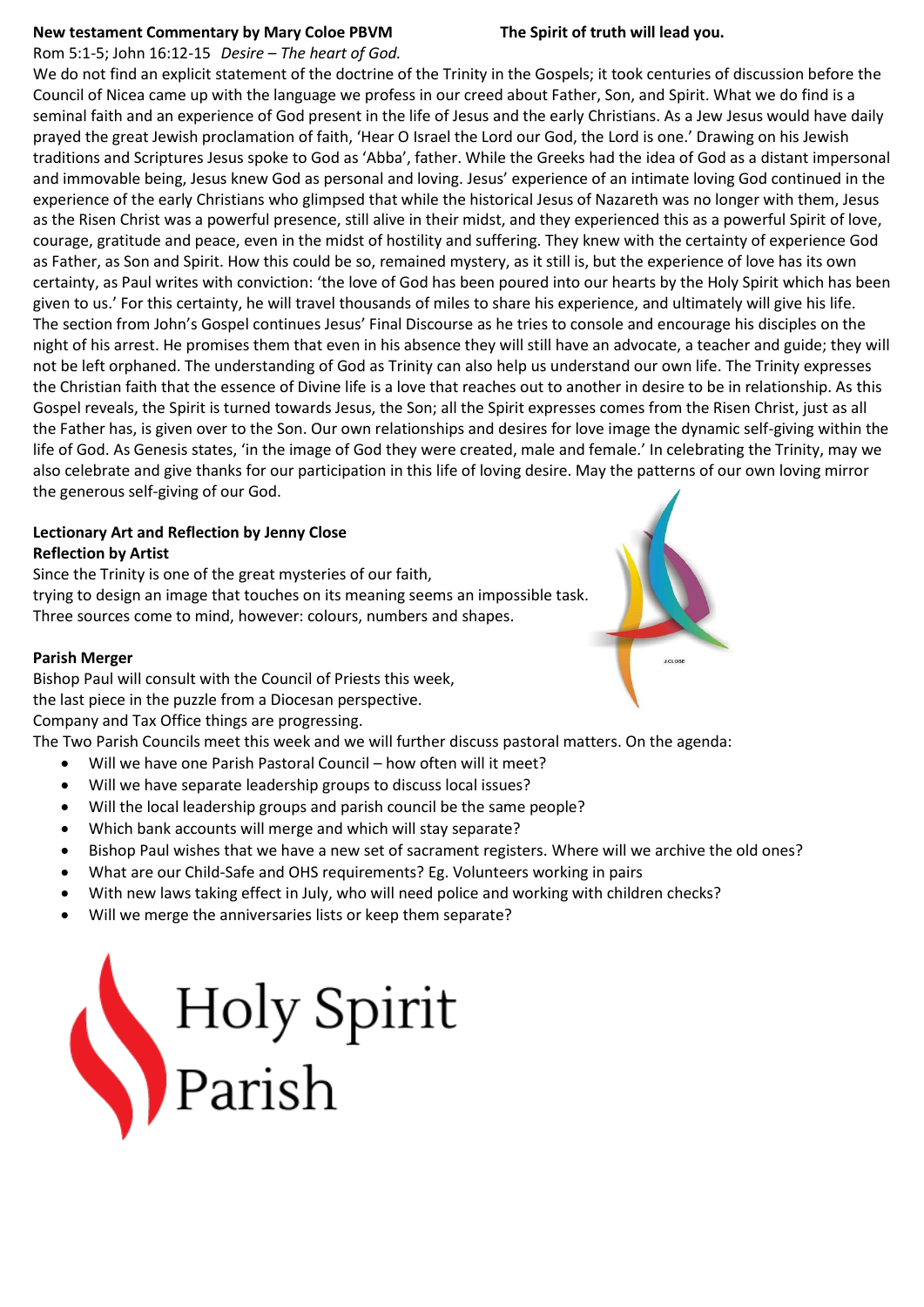**New testament Commentary by Mary Coloe PBVM** **The Spirit of truth will lead you.**

Rom 5:1-5; John 16:12-15 *Desire – The heart of God.*

We do not find an explicit statement of the doctrine of the Trinity in the Gospels; it took centuries of discussion before the Council of Nicea came up with the language we profess in our creed about Father, Son, and Spirit. What we do find is a seminal faith and an experience of God present in the life of Jesus and the early Christians. As a Jew Jesus would have daily prayed the great Jewish proclamation of faith, 'Hear O Israel the Lord our God, the Lord is one.' Drawing on his Jewish traditions and Scriptures Jesus spoke to God as 'Abba', father. While the Greeks had the idea of God as a distant impersonal and immovable being, Jesus knew God as personal and loving. Jesus' experience of an intimate loving God continued in the experience of the early Christians who glimpsed that while the historical Jesus of Nazareth was no longer with them, Jesus as the Risen Christ was a powerful presence, still alive in their midst, and they experienced this as a powerful Spirit of love, courage, gratitude and peace, even in the midst of hostility and suffering. They knew with the certainty of experience God as Father, as Son and Spirit. How this could be so, remained mystery, as it still is, but the experience of love has its own certainty, as Paul writes with conviction: 'the love of God has been poured into our hearts by the Holy Spirit which has been given to us.' For this certainty, he will travel thousands of miles to share his experience, and ultimately will give his life. The section from John's Gospel continues Jesus' Final Discourse as he tries to console and encourage his disciples on the night of his arrest. He promises them that even in his absence they will still have an advocate, a teacher and guide; they will not be left orphaned. The understanding of God as Trinity can also help us understand our own life. The Trinity expresses the Christian faith that the essence of Divine life is a love that reaches out to another in desire to be in relationship. As this Gospel reveals, the Spirit is turned towards Jesus, the Son; all the Spirit expresses comes from the Risen Christ, just as all the Father has, is given over to the Son. Our own relationships and desires for love image the dynamic self-giving within the life of God. As Genesis states, 'in the image of God they were created, male and female.' In celebrating the Trinity, may we also celebrate and give thanks for our participation in this life of loving desire. May the patterns of our own loving mirror the generous self-giving of our God.

**Lectionary Art and Reflection by Jenny Close**

**Reflection by Artist**

Since the Trinity is one of the great mysteries of our faith,
trying to design an image that touches on its meaning seems an impossible task.
Three sources come to mind, however: colours, numbers and shapes.

**Parish Merger**

Bishop Paul will consult with the Council of Priests this week,
the last piece in the puzzle from a Diocesan perspective.
Company and Tax Office things are progressing.
The Two Parish Councils meet this week and we will further discuss pastoral matters. On the agenda:

- Will we have one Parish Pastoral Council – how often will it meet?
- Will we have separate leadership groups to discuss local issues?
- Will the local leadership groups and parish council be the same people?
- Which bank accounts will merge and which will stay separate?
- Bishop Paul wishes that we have a new set of sacrament registers. Where will we archive the old ones?
- What are our Child-Safe and OHS requirements? Eg. Volunteers working in pairs
- With new laws taking effect in July, who will need police and working with children checks?
- Will we merge the anniversaries lists or keep them separate?

Holy Spirit Parish